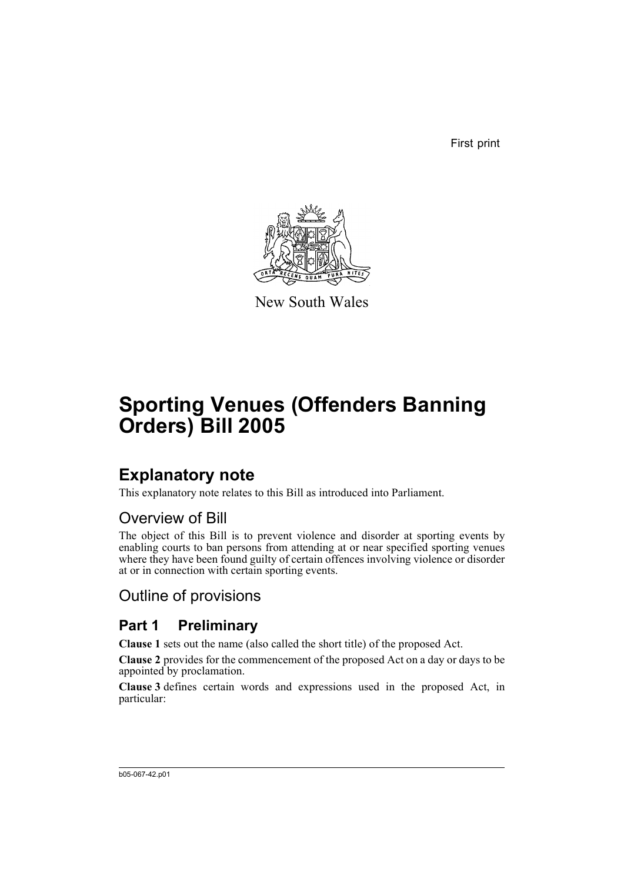First print

New South Wales

# Sporting Venues (Offenders Banning Orders) Bill 2005

## Explanatory note

This explanatory note relates to this Bill as introduced into Parliament.

### Overview of Bill

The object of this Bill is to prevent violence and disorder at sporting events by enabling courts to ban persons from attending at or near specified sporting venues where they have been found guilty of certain offences involving violence or disorder at or in connection with certain sporting events.

### Outline of provisions

### Part 1 Preliminary

**Clause 1** sets out the name (also called the short title) of the proposed Act.

**Clause 2** provides for the commencement of the proposed Act on a day or days to be appointed by proclamation.

**Clause 3** defines certain words and expressions used in the proposed Act, in particular:

b05-067-42.p01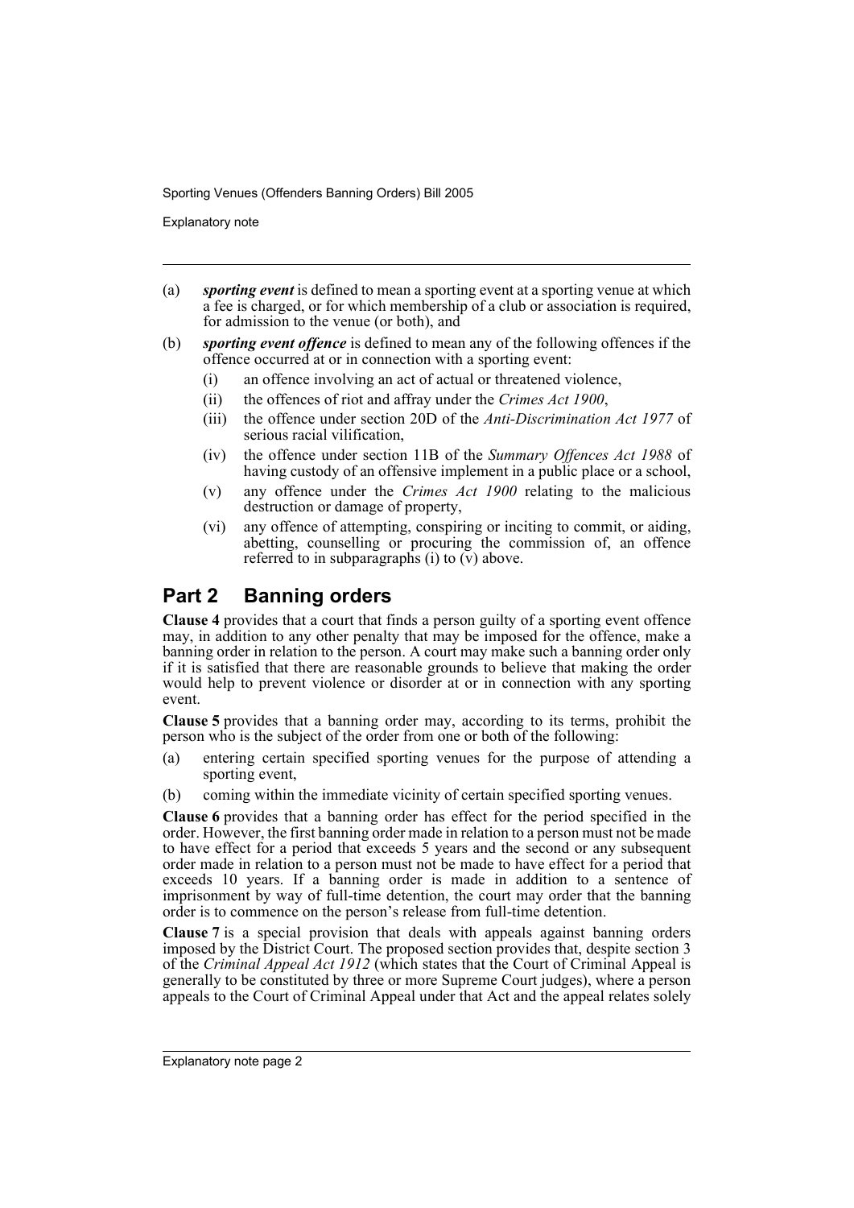(a) ***sporting event*** is defined to mean a sporting event at a sporting venue at which a fee is charged, or for which membership of a club or association is required, for admission to the venue (or both), and

(b) ***sporting event offence*** is defined to mean any of the following offences if the offence occurred at or in connection with a sporting event:

   (i) an offence involving an act of actual or threatened violence,

   (ii) the offences of riot and affray under the *Crimes Act 1900*,

   (iii) the offence under section 20D of the *Anti-Discrimination Act 1977* of serious racial vilification,

   (iv) the offence under section 11B of the *Summary Offences Act 1988* of having custody of an offensive implement in a public place or a school,

   (v) any offence under the *Crimes Act 1900* relating to the malicious destruction or damage of property,

   (vi) any offence of attempting, conspiring or inciting to commit, or aiding, abetting, counselling or procuring the commission of, an offence referred to in subparagraphs (i) to (v) above.

## Part 2 Banning orders

**Clause 4** provides that a court that finds a person guilty of a sporting event offence may, in addition to any other penalty that may be imposed for the offence, make a banning order in relation to the person. A court may make such a banning order only if it is satisfied that there are reasonable grounds to believe that making the order would help to prevent violence or disorder at or in connection with any sporting event.

**Clause 5** provides that a banning order may, according to its terms, prohibit the person who is the subject of the order from one or both of the following:

(a) entering certain specified sporting venues for the purpose of attending a sporting event,

(b) coming within the immediate vicinity of certain specified sporting venues.

**Clause 6** provides that a banning order has effect for the period specified in the order. However, the first banning order made in relation to a person must not be made to have effect for a period that exceeds 5 years and the second or any subsequent order made in relation to a person must not be made to have effect for a period that exceeds 10 years. If a banning order is made in addition to a sentence of imprisonment by way of full-time detention, the court may order that the banning order is to commence on the person's release from full-time detention.

**Clause 7** is a special provision that deals with appeals against banning orders imposed by the District Court. The proposed section provides that, despite section 3 of the *Criminal Appeal Act 1912* (which states that the Court of Criminal Appeal is generally to be constituted by three or more Supreme Court judges), where a person appeals to the Court of Criminal Appeal under that Act and the appeal relates solely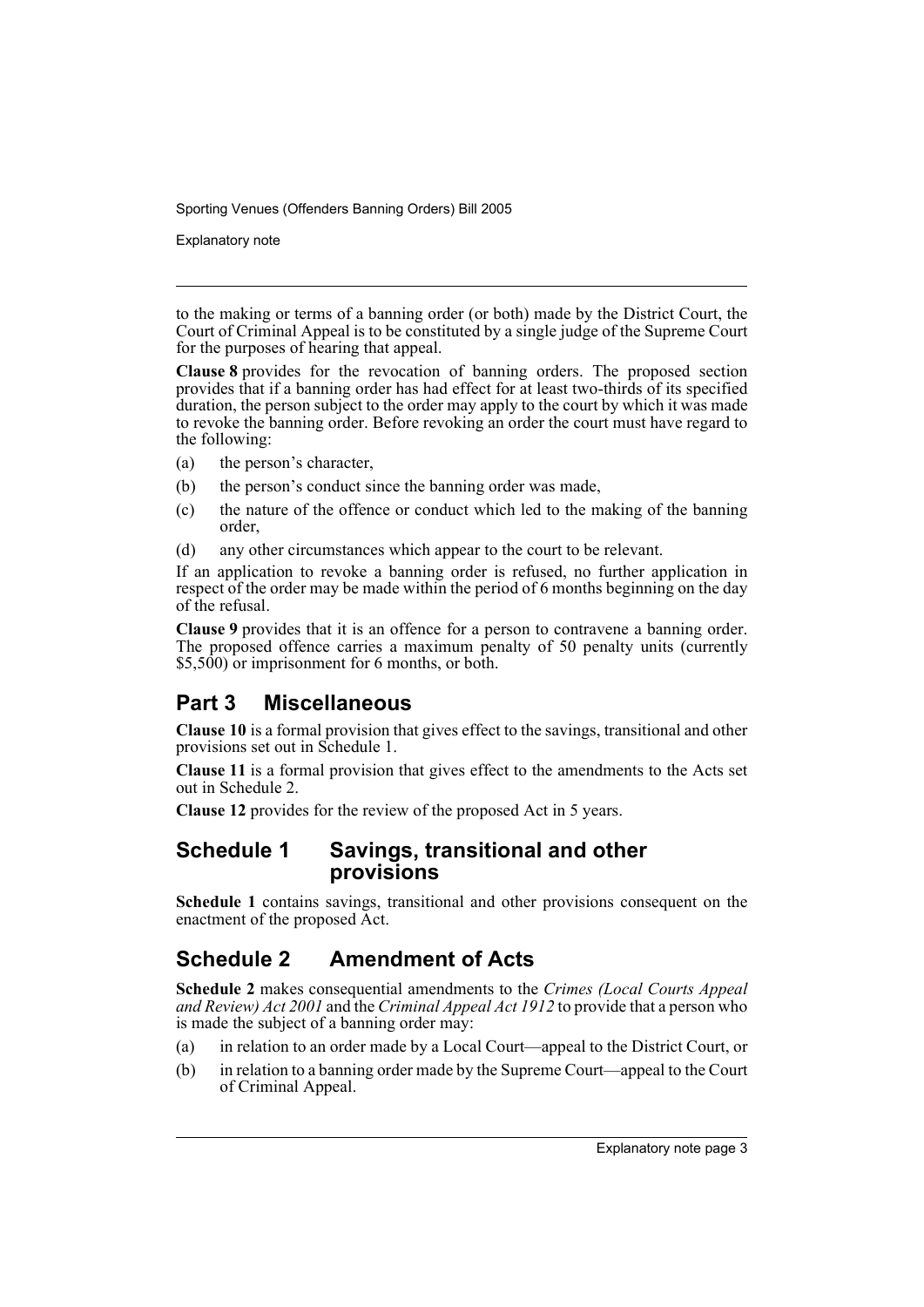to the making or terms of a banning order (or both) made by the District Court, the Court of Criminal Appeal is to be constituted by a single judge of the Supreme Court for the purposes of hearing that appeal.

**Clause 8** provides for the revocation of banning orders. The proposed section provides that if a banning order has had effect for at least two-thirds of its specified duration, the person subject to the order may apply to the court by which it was made to revoke the banning order. Before revoking an order the court must have regard to the following:

(a) the person's character,

(b) the person's conduct since the banning order was made,

(c) the nature of the offence or conduct which led to the making of the banning order,

(d) any other circumstances which appear to the court to be relevant.

If an application to revoke a banning order is refused, no further application in respect of the order may be made within the period of 6 months beginning on the day of the refusal.

**Clause 9** provides that it is an offence for a person to contravene a banning order. The proposed offence carries a maximum penalty of 50 penalty units (currently $5,500) or imprisonment for 6 months, or both.

## Part 3 Miscellaneous

**Clause 10** is a formal provision that gives effect to the savings, transitional and other provisions set out in Schedule 1.

**Clause 11** is a formal provision that gives effect to the amendments to the Acts set out in Schedule 2.

**Clause 12** provides for the review of the proposed Act in 5 years.

## Schedule 1 Savings, transitional and other provisions

**Schedule 1** contains savings, transitional and other provisions consequent on the enactment of the proposed Act.

## Schedule 2 Amendment of Acts

**Schedule 2** makes consequential amendments to the *Crimes (Local Courts Appeal and Review) Act 2001* and the *Criminal Appeal Act 1912* to provide that a person who is made the subject of a banning order may:

(a) in relation to an order made by a Local Court—appeal to the District Court, or

(b) in relation to a banning order made by the Supreme Court—appeal to the Court of Criminal Appeal.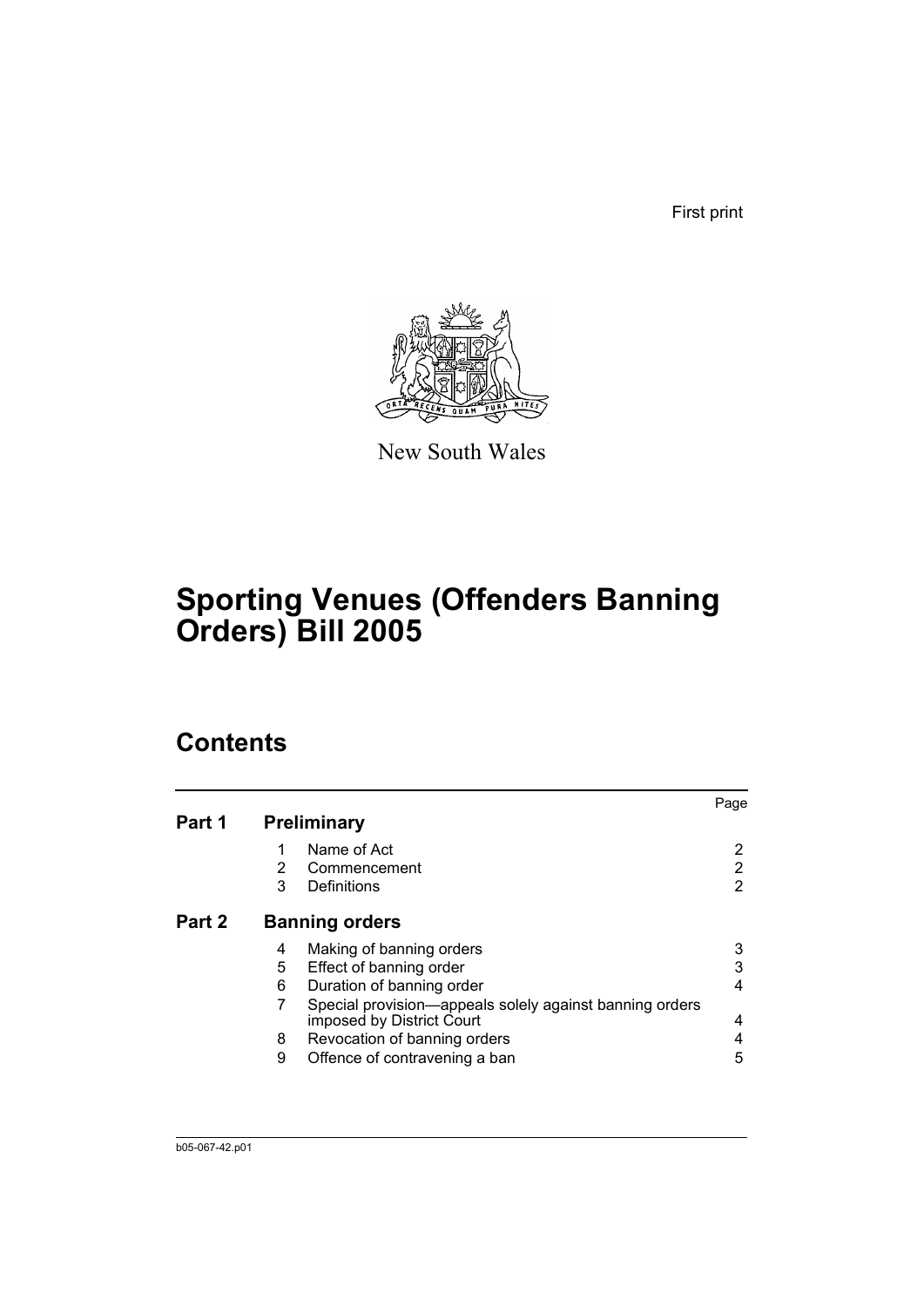First print

New South Wales

# Sporting Venues (Offenders Banning Orders) Bill 2005

## Contents

| | | | Page |
|---|---|---|---|
| **Part 1** | **Preliminary** | | |
| | 1 | Name of Act | 2 |
| | 2 | Commencement | 2 |
| | 3 | Definitions | 2 |
| **Part 2** | **Banning orders** | | |
| | 4 | Making of banning orders | 3 |
| | 5 | Effect of banning order | 3 |
| | 6 | Duration of banning order | 4 |
| | 7 | Special provision—appeals solely against banning orders imposed by District Court | 4 |
| | 8 | Revocation of banning orders | 4 |
| | 9 | Offence of contravening a ban | 5 |

b05-067-42.p01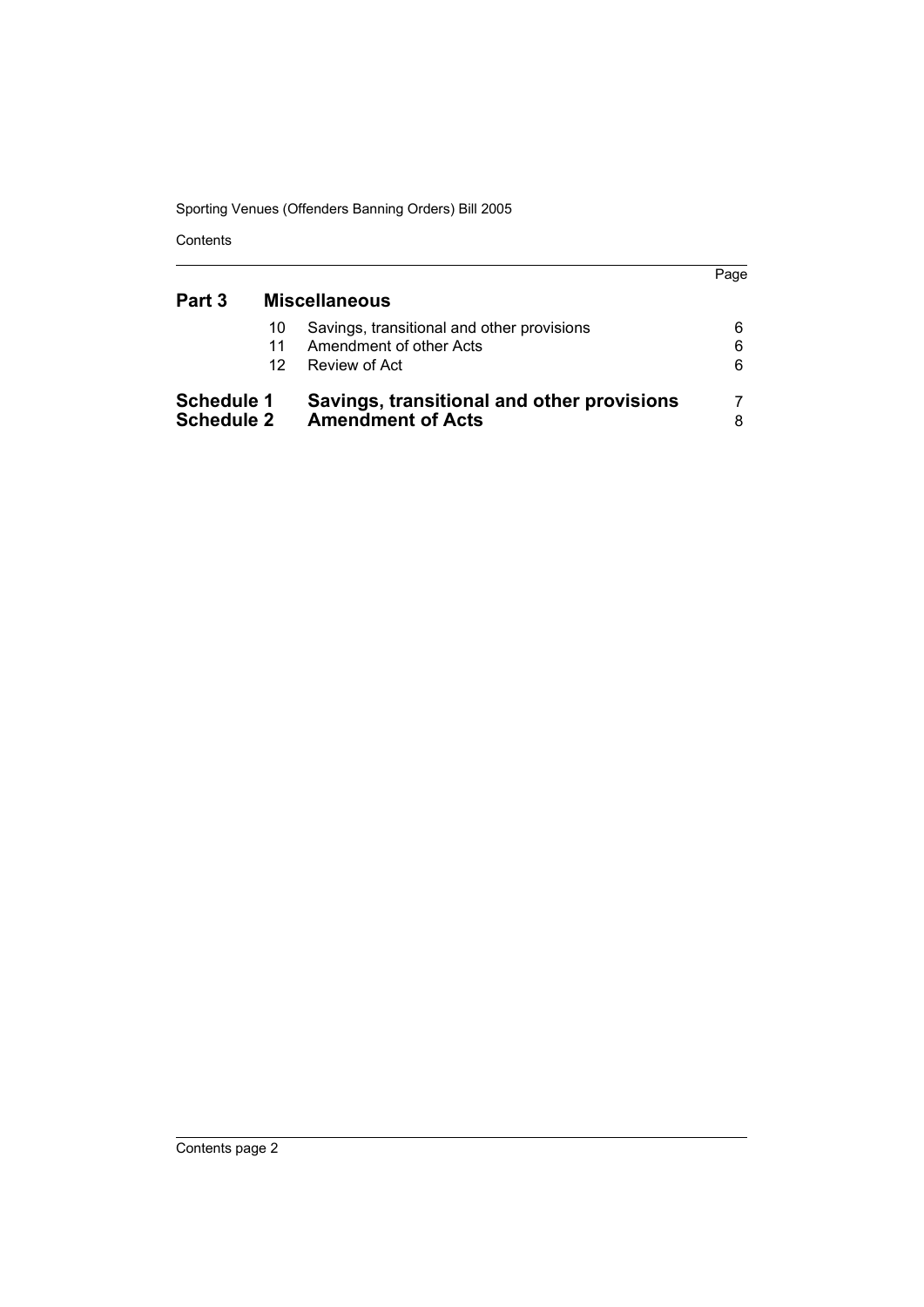| | | | Page |
|---|---|---|---|
| **Part 3** | | **Miscellaneous** | |
| | 10 | Savings, transitional and other provisions | 6 |
| | 11 | Amendment of other Acts | 6 |
| | 12 | Review of Act | 6 |
| **Schedule 1** | | **Savings, transitional and other provisions** | 7 |
| **Schedule 2** | | **Amendment of Acts** | 8 |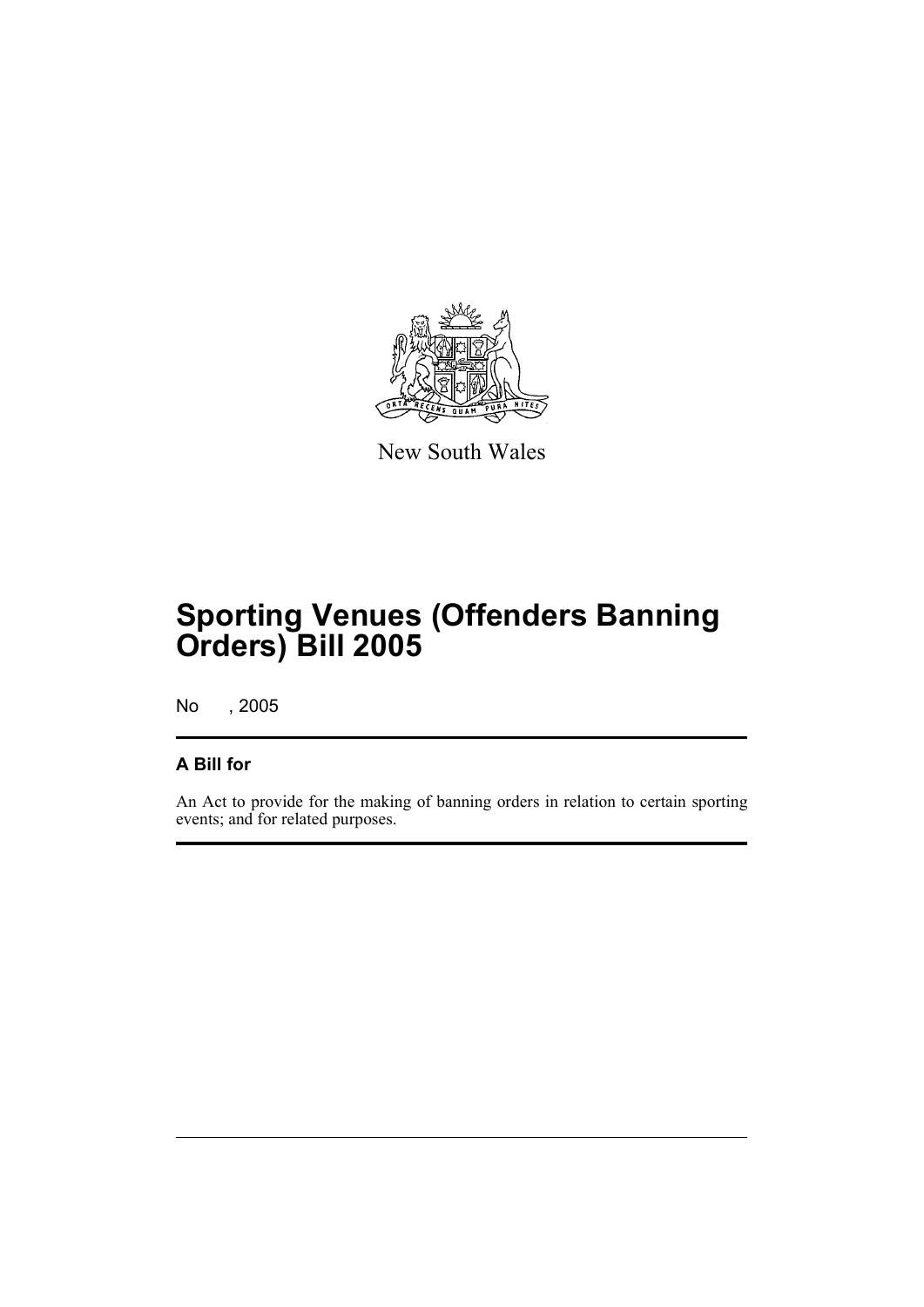New South Wales

# Sporting Venues (Offenders Banning Orders) Bill 2005

No , 2005

## A Bill for

An Act to provide for the making of banning orders in relation to certain sporting events; and for related purposes.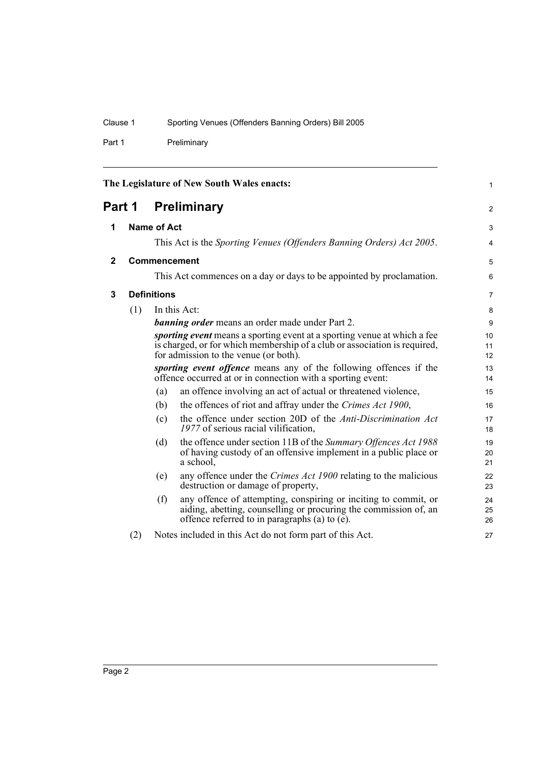The Legislature of New South Wales enacts:

# Part 1 Preliminary

## 1 Name of Act

This Act is the *Sporting Venues (Offenders Banning Orders) Act 2005*.

## 2 Commencement

This Act commences on a day or days to be appointed by proclamation.

## 3 Definitions

(1) In this Act:

***banning order*** means an order made under Part 2.

***sporting event*** means a sporting event at a sporting venue at which a fee is charged, or for which membership of a club or association is required, for admission to the venue (or both).

***sporting event offence*** means any of the following offences if the offence occurred at or in connection with a sporting event:

- (a) an offence involving an act of actual or threatened violence,
- (b) the offences of riot and affray under the *Crimes Act 1900*,
- (c) the offence under section 20D of the *Anti-Discrimination Act 1977* of serious racial vilification,
- (d) the offence under section 11B of the *Summary Offences Act 1988* of having custody of an offensive implement in a public place or a school,
- (e) any offence under the *Crimes Act 1900* relating to the malicious destruction or damage of property,
- (f) any offence of attempting, conspiring or inciting to commit, or aiding, abetting, counselling or procuring the commission of, an offence referred to in paragraphs (a) to (e).

(2) Notes included in this Act do not form part of this Act.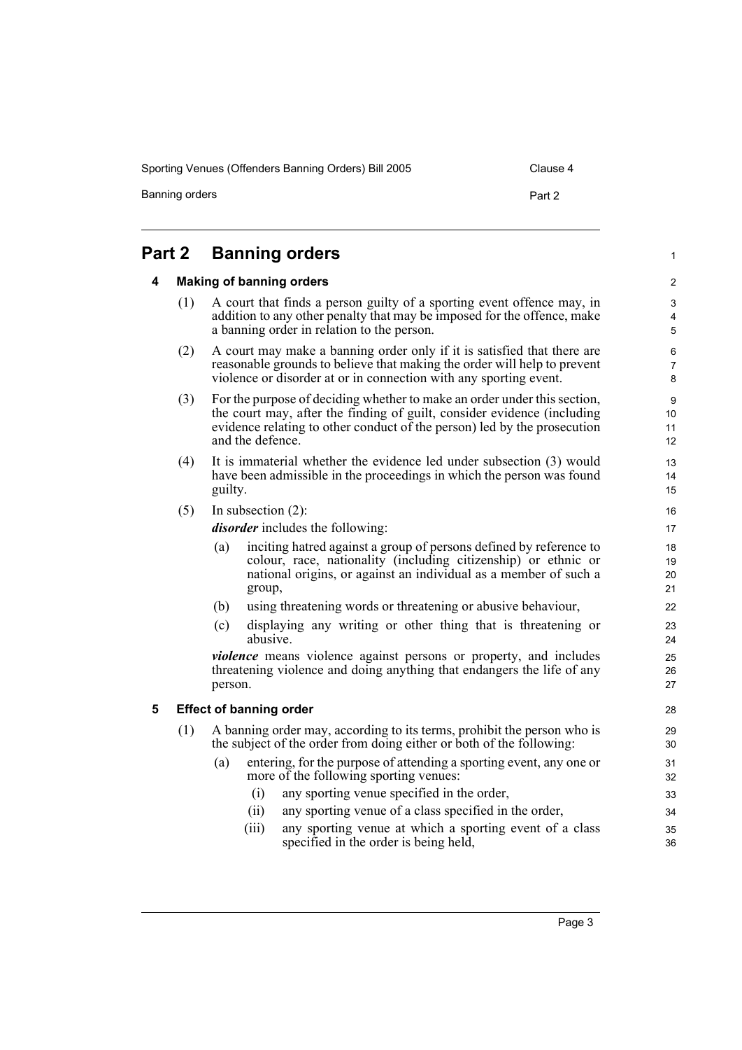# Part 2 Banning orders

## 4 Making of banning orders

(1) A court that finds a person guilty of a sporting event offence may, in addition to any other penalty that may be imposed for the offence, make a banning order in relation to the person.

(2) A court may make a banning order only if it is satisfied that there are reasonable grounds to believe that making the order will help to prevent violence or disorder at or in connection with any sporting event.

(3) For the purpose of deciding whether to make an order under this section, the court may, after the finding of guilt, consider evidence (including evidence relating to other conduct of the person) led by the prosecution and the defence.

(4) It is immaterial whether the evidence led under subsection (3) would have been admissible in the proceedings in which the person was found guilty.

(5) In subsection (2):

***disorder*** includes the following:

(a) inciting hatred against a group of persons defined by reference to colour, race, nationality (including citizenship) or ethnic or national origins, or against an individual as a member of such a group,

(b) using threatening words or threatening or abusive behaviour,

(c) displaying any writing or other thing that is threatening or abusive.

***violence*** means violence against persons or property, and includes threatening violence and doing anything that endangers the life of any person.

## 5 Effect of banning order

(1) A banning order may, according to its terms, prohibit the person who is the subject of the order from doing either or both of the following:

(a) entering, for the purpose of attending a sporting event, any one or more of the following sporting venues:

(i) any sporting venue specified in the order,

(ii) any sporting venue of a class specified in the order,

(iii) any sporting venue at which a sporting event of a class specified in the order is being held,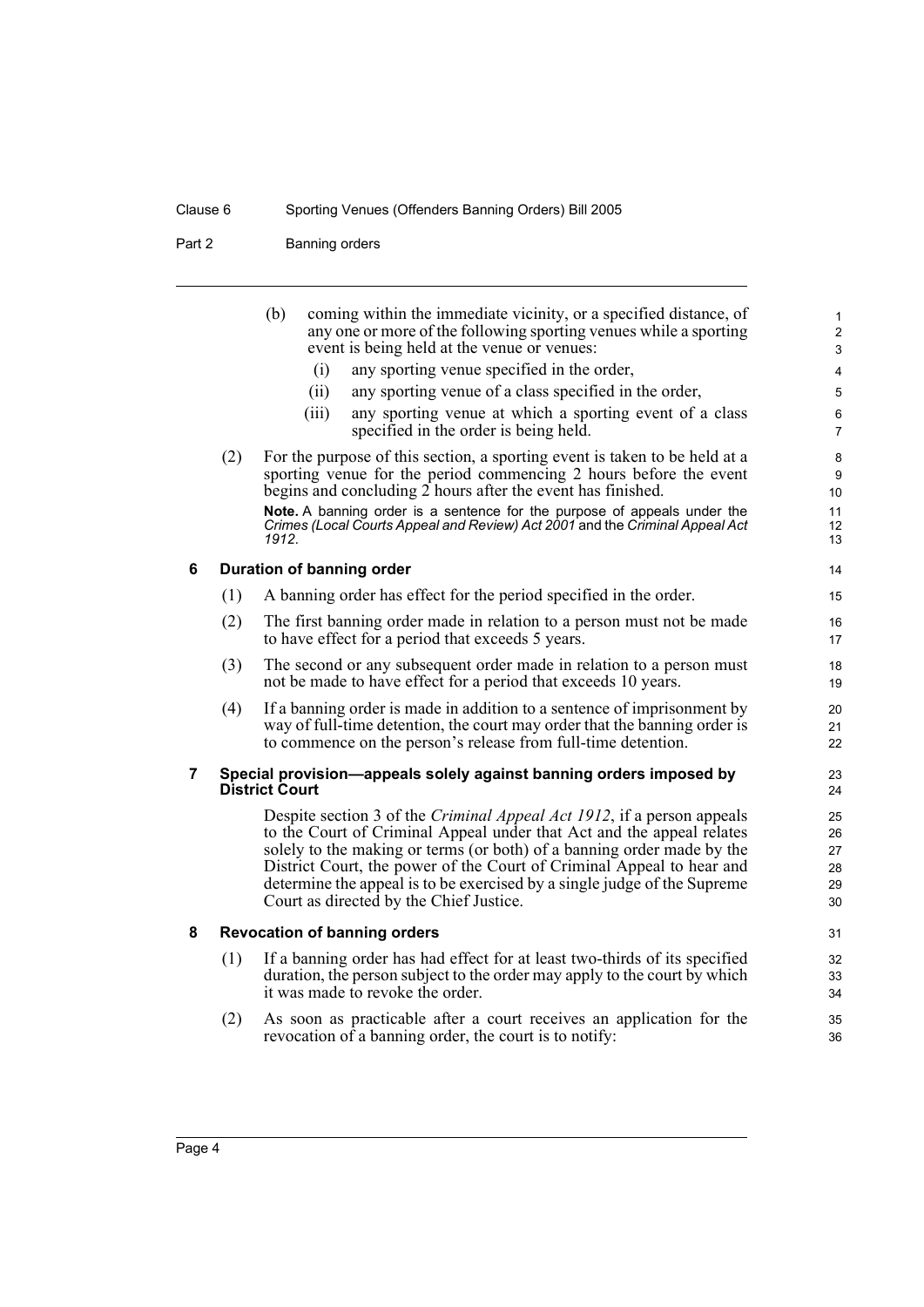(b) coming within the immediate vicinity, or a specified distance, of any one or more of the following sporting venues while a sporting event is being held at the venue or venues:

   (i) any sporting venue specified in the order,

   (ii) any sporting venue of a class specified in the order,

   (iii) any sporting venue at which a sporting event of a class specified in the order is being held.

(2) For the purpose of this section, a sporting event is taken to be held at a sporting venue for the period commencing 2 hours before the event begins and concluding 2 hours after the event has finished.

**Note.** A banning order is a sentence for the purpose of appeals under the *Crimes (Local Courts Appeal and Review) Act 2001* and the *Criminal Appeal Act 1912*.

### 6 Duration of banning order

(1) A banning order has effect for the period specified in the order.

(2) The first banning order made in relation to a person must not be made to have effect for a period that exceeds 5 years.

(3) The second or any subsequent order made in relation to a person must not be made to have effect for a period that exceeds 10 years.

(4) If a banning order is made in addition to a sentence of imprisonment by way of full-time detention, the court may order that the banning order is to commence on the person's release from full-time detention.

### 7 Special provision—appeals solely against banning orders imposed by District Court

Despite section 3 of the *Criminal Appeal Act 1912*, if a person appeals to the Court of Criminal Appeal under that Act and the appeal relates solely to the making or terms (or both) of a banning order made by the District Court, the power of the Court of Criminal Appeal to hear and determine the appeal is to be exercised by a single judge of the Supreme Court as directed by the Chief Justice.

### 8 Revocation of banning orders

(1) If a banning order has had effect for at least two-thirds of its specified duration, the person subject to the order may apply to the court by which it was made to revoke the order.

(2) As soon as practicable after a court receives an application for the revocation of a banning order, the court is to notify: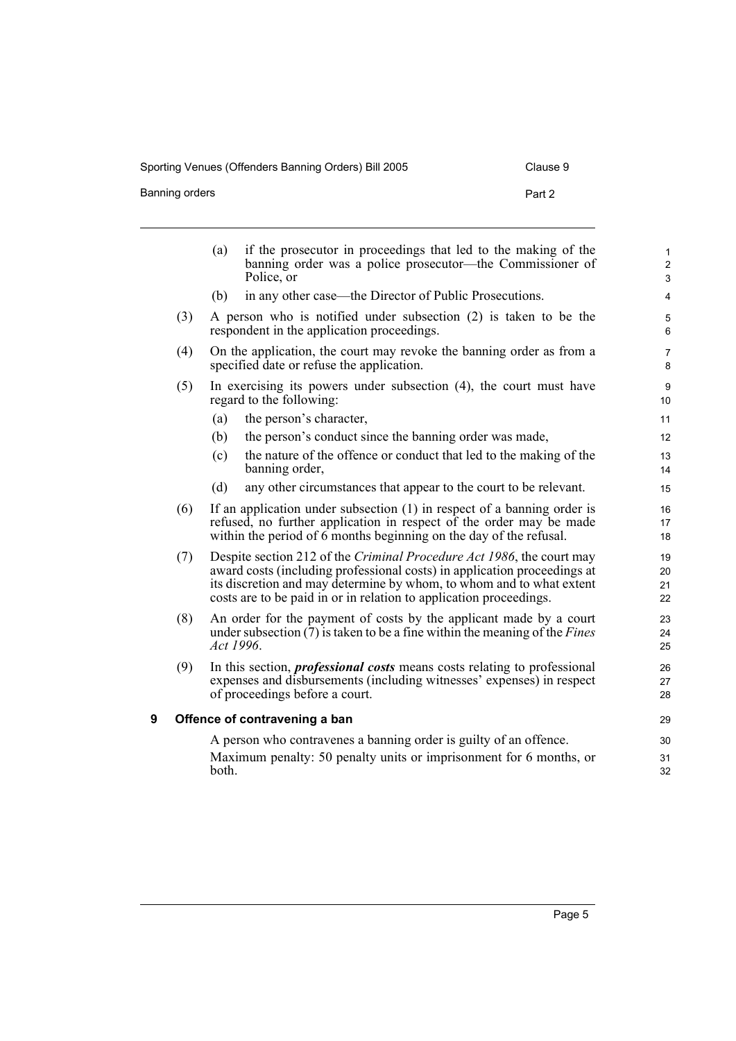(a) if the prosecutor in proceedings that led to the making of the banning order was a police prosecutor—the Commissioner of Police, or

(b) in any other case—the Director of Public Prosecutions.

(3) A person who is notified under subsection (2) is taken to be the respondent in the application proceedings.

(4) On the application, the court may revoke the banning order as from a specified date or refuse the application.

(5) In exercising its powers under subsection (4), the court must have regard to the following:

(a) the person's character,

(b) the person's conduct since the banning order was made,

(c) the nature of the offence or conduct that led to the making of the banning order,

(d) any other circumstances that appear to the court to be relevant.

(6) If an application under subsection (1) in respect of a banning order is refused, no further application in respect of the order may be made within the period of 6 months beginning on the day of the refusal.

(7) Despite section 212 of the *Criminal Procedure Act 1986*, the court may award costs (including professional costs) in application proceedings at its discretion and may determine by whom, to whom and to what extent costs are to be paid in or in relation to application proceedings.

(8) An order for the payment of costs by the applicant made by a court under subsection (7) is taken to be a fine within the meaning of the *Fines Act 1996*.

(9) In this section, ***professional costs*** means costs relating to professional expenses and disbursements (including witnesses' expenses) in respect of proceedings before a court.

### 9 Offence of contravening a ban

A person who contravenes a banning order is guilty of an offence.

Maximum penalty: 50 penalty units or imprisonment for 6 months, or both.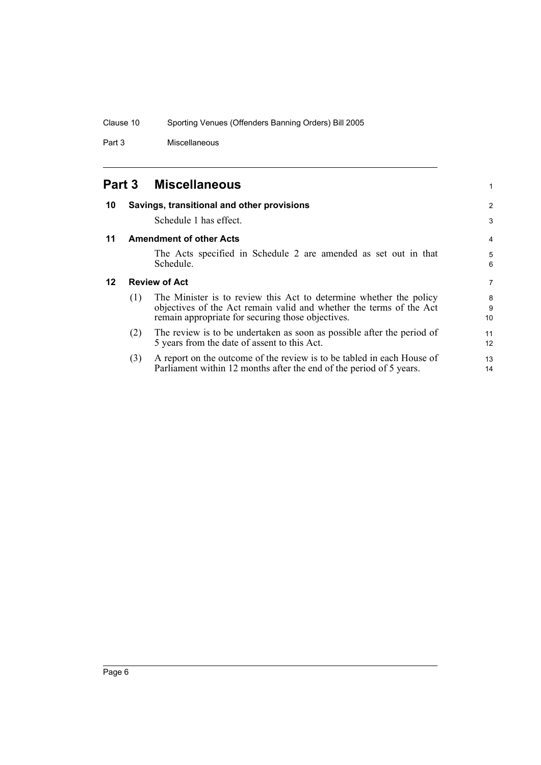# Part 3 Miscellaneous

## 10 Savings, transitional and other provisions

Schedule 1 has effect.

## 11 Amendment of other Acts

The Acts specified in Schedule 2 are amended as set out in that Schedule.

## 12 Review of Act

(1) The Minister is to review this Act to determine whether the policy objectives of the Act remain valid and whether the terms of the Act remain appropriate for securing those objectives.

(2) The review is to be undertaken as soon as possible after the period of 5 years from the date of assent to this Act.

(3) A report on the outcome of the review is to be tabled in each House of Parliament within 12 months after the end of the period of 5 years.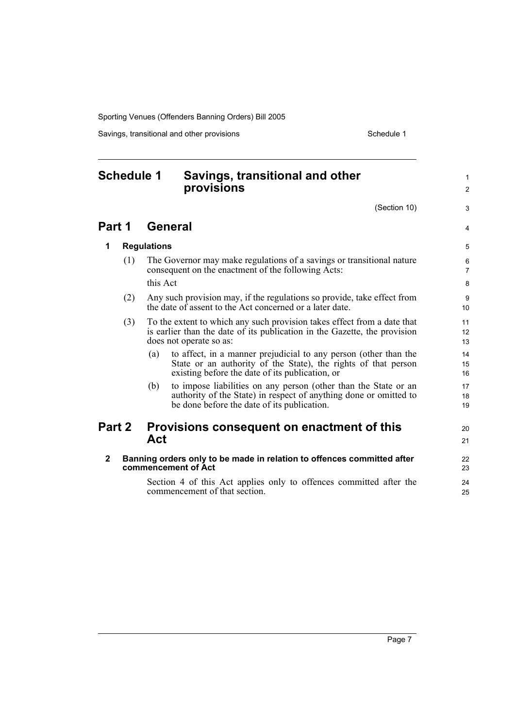# Schedule 1 Savings, transitional and other provisions

(Section 10)

## Part 1 General

### 1 Regulations

(1) The Governor may make regulations of a savings or transitional nature consequent on the enactment of the following Acts:

this Act

(2) Any such provision may, if the regulations so provide, take effect from the date of assent to the Act concerned or a later date.

(3) To the extent to which any such provision takes effect from a date that is earlier than the date of its publication in the Gazette, the provision does not operate so as:

(a) to affect, in a manner prejudicial to any person (other than the State or an authority of the State), the rights of that person existing before the date of its publication, or

(b) to impose liabilities on any person (other than the State or an authority of the State) in respect of anything done or omitted to be done before the date of its publication.

## Part 2 Provisions consequent on enactment of this Act

### 2 Banning orders only to be made in relation to offences committed after commencement of Act

Section 4 of this Act applies only to offences committed after the commencement of that section.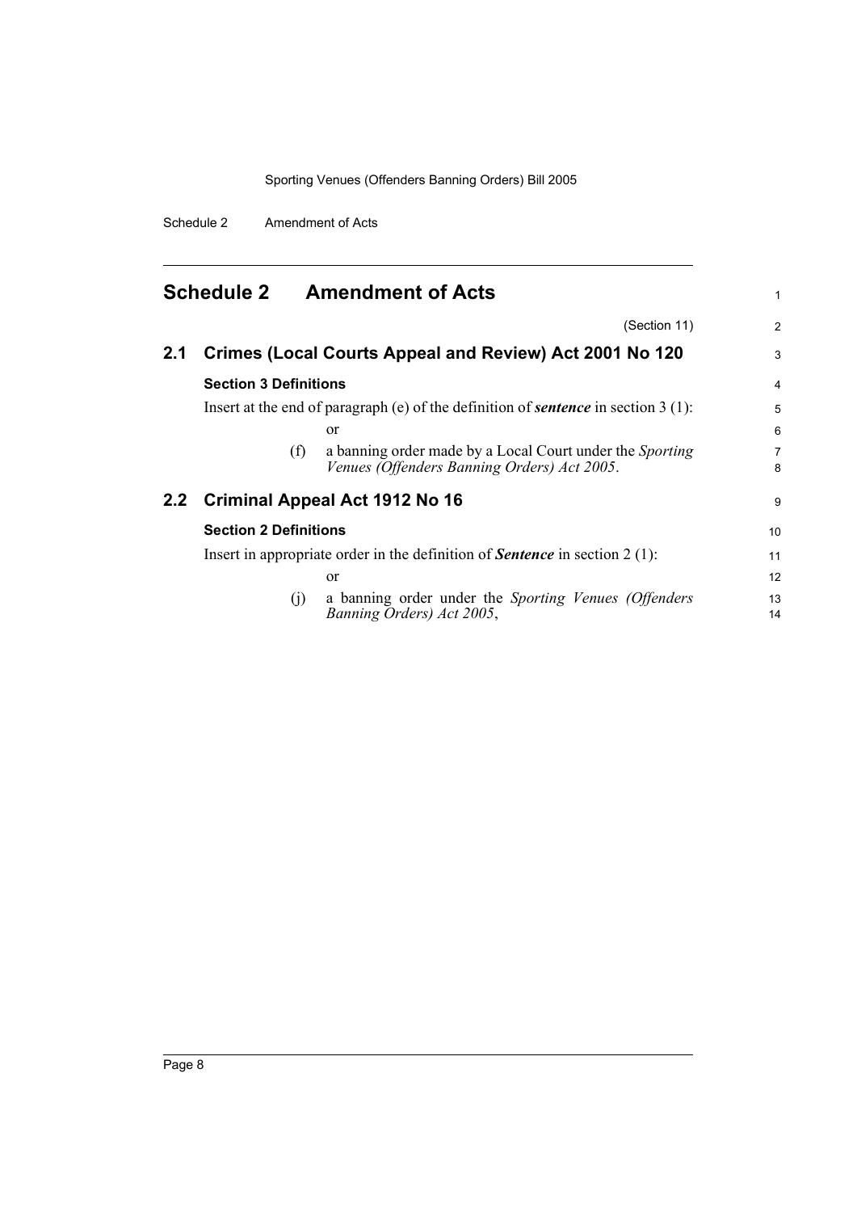# Schedule 2 Amendment of Acts

(Section 11)

## 2.1 Crimes (Local Courts Appeal and Review) Act 2001 No 120

### Section 3 Definitions

Insert at the end of paragraph (e) of the definition of ***sentence*** in section 3 (1):

or

(f) a banning order made by a Local Court under the *Sporting Venues (Offenders Banning Orders) Act 2005*.

## 2.2 Criminal Appeal Act 1912 No 16

### Section 2 Definitions

Insert in appropriate order in the definition of ***Sentence*** in section 2 (1):

or

(j) a banning order under the *Sporting Venues (Offenders Banning Orders) Act 2005*,